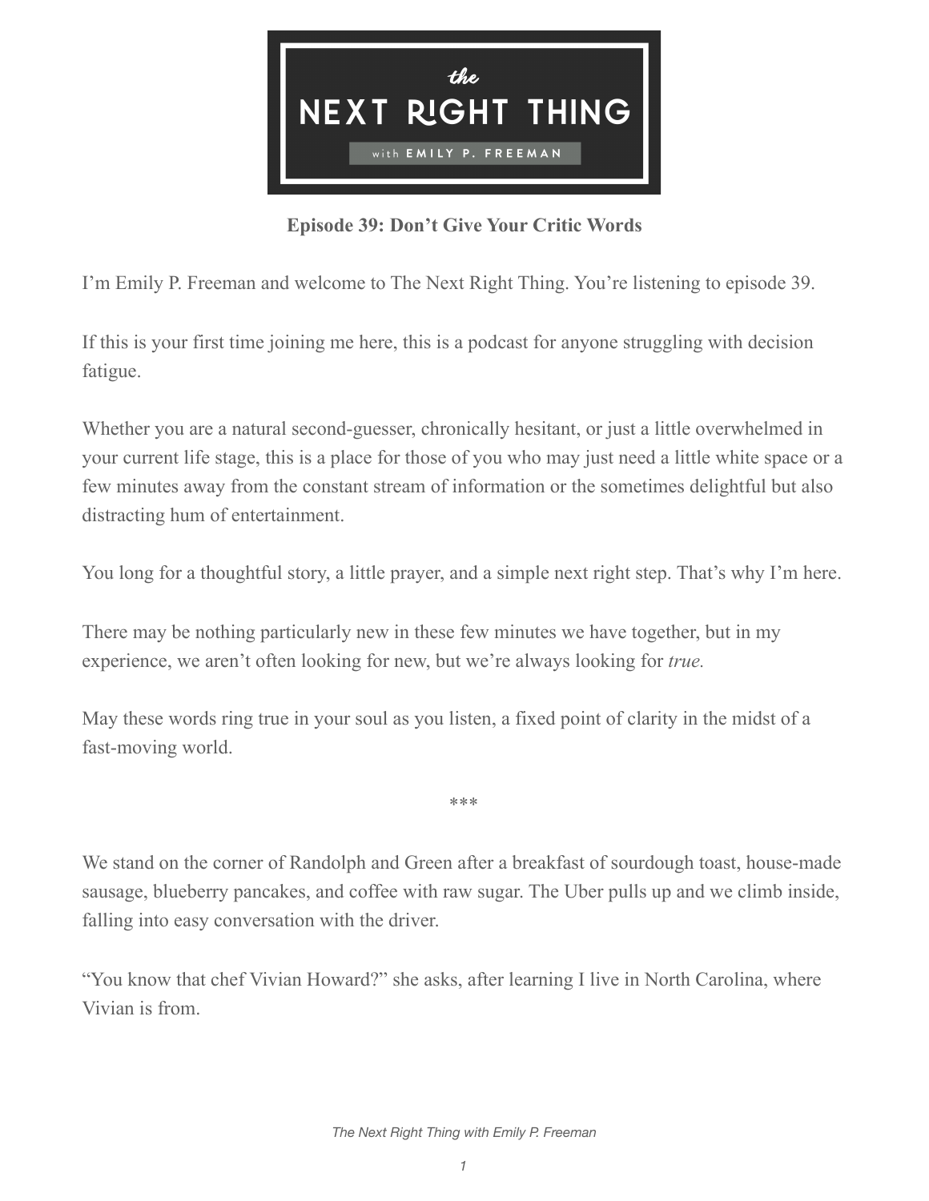# Episode 39: Don't Give Your Critic Words

I'm Emily P. Freeman and welcome to The Next Right Thing. You're listening to episode 39.

If this is your first time joining me here, this is a podcast for anyone struggling with decision fatigue.

Whether you are a natural second-guesser, chronically hesitant, or just a little overwhelmed in your current life stage, this is a place for those of you who may just need a little white space or a few minutes away from the constant stream of information or the sometimes delightful but also distracting hum of entertainment.

You long for a thoughtful story, a little prayer, and a simple next right step. That's why I'm here.

There may be nothing particularly new in these few minutes we have together, but in my experience, we aren't often looking for new, but we're always looking for *true.*

May these words ring true in your soul as you listen, a fixed point of clarity in the midst of a fast-moving world.

***

We stand on the corner of Randolph and Green after a breakfast of sourdough toast, house-made sausage, blueberry pancakes, and coffee with raw sugar. The Uber pulls up and we climb inside, falling into easy conversation with the driver.

"You know that chef Vivian Howard?" she asks, after learning I live in North Carolina, where Vivian is from.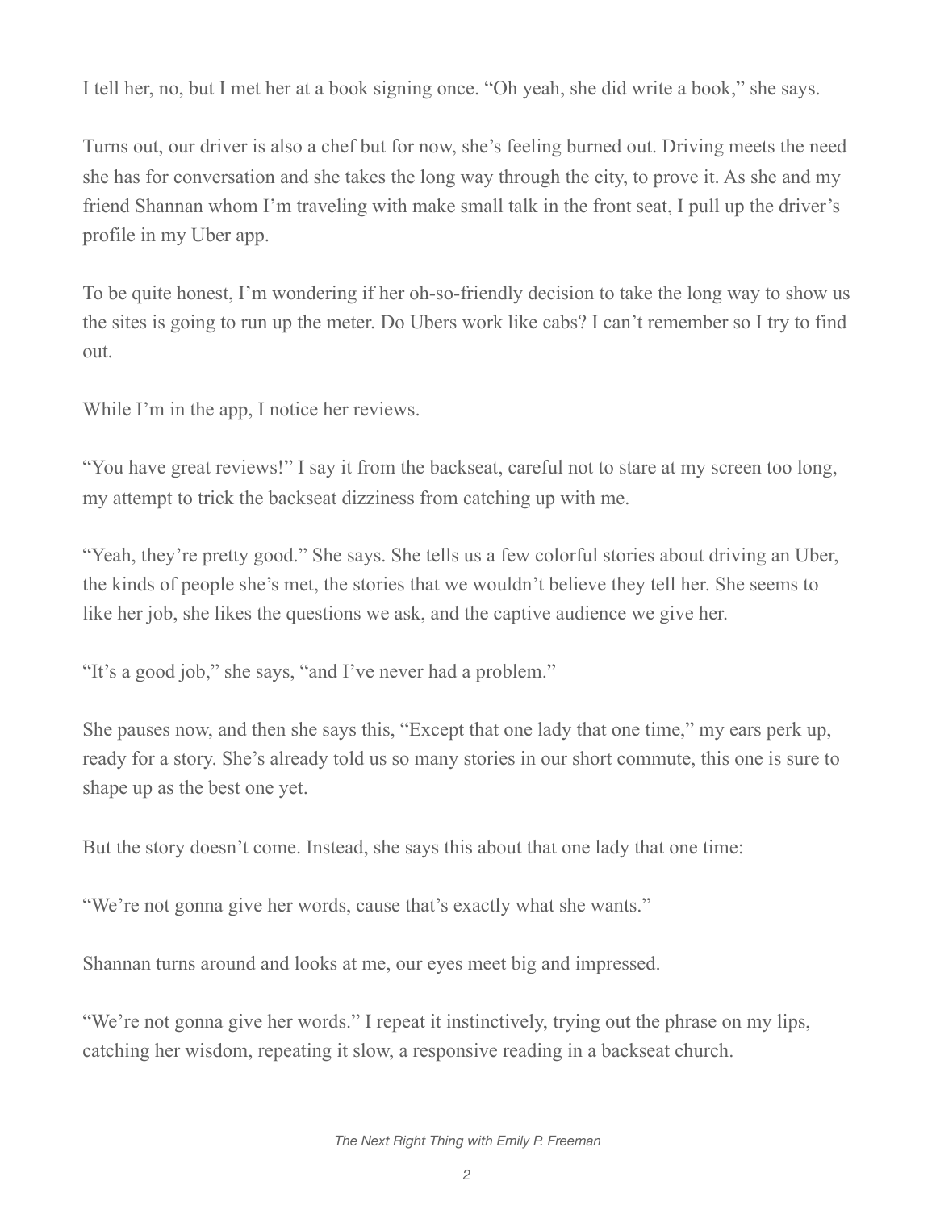I tell her, no, but I met her at a book signing once. "Oh yeah, she did write a book," she says.

Turns out, our driver is also a chef but for now, she's feeling burned out. Driving meets the need she has for conversation and she takes the long way through the city, to prove it. As she and my friend Shannan whom I'm traveling with make small talk in the front seat, I pull up the driver's profile in my Uber app.

To be quite honest, I'm wondering if her oh-so-friendly decision to take the long way to show us the sites is going to run up the meter. Do Ubers work like cabs? I can't remember so I try to find out.

While I'm in the app, I notice her reviews.

"You have great reviews!" I say it from the backseat, careful not to stare at my screen too long, my attempt to trick the backseat dizziness from catching up with me.

"Yeah, they're pretty good." She says. She tells us a few colorful stories about driving an Uber, the kinds of people she's met, the stories that we wouldn't believe they tell her. She seems to like her job, she likes the questions we ask, and the captive audience we give her.

"It's a good job," she says, "and I've never had a problem."

She pauses now, and then she says this, "Except that one lady that one time," my ears perk up, ready for a story. She's already told us so many stories in our short commute, this one is sure to shape up as the best one yet.

But the story doesn't come. Instead, she says this about that one lady that one time:

"We're not gonna give her words, cause that's exactly what she wants."

Shannan turns around and looks at me, our eyes meet big and impressed.

"We're not gonna give her words." I repeat it instinctively, trying out the phrase on my lips, catching her wisdom, repeating it slow, a responsive reading in a backseat church.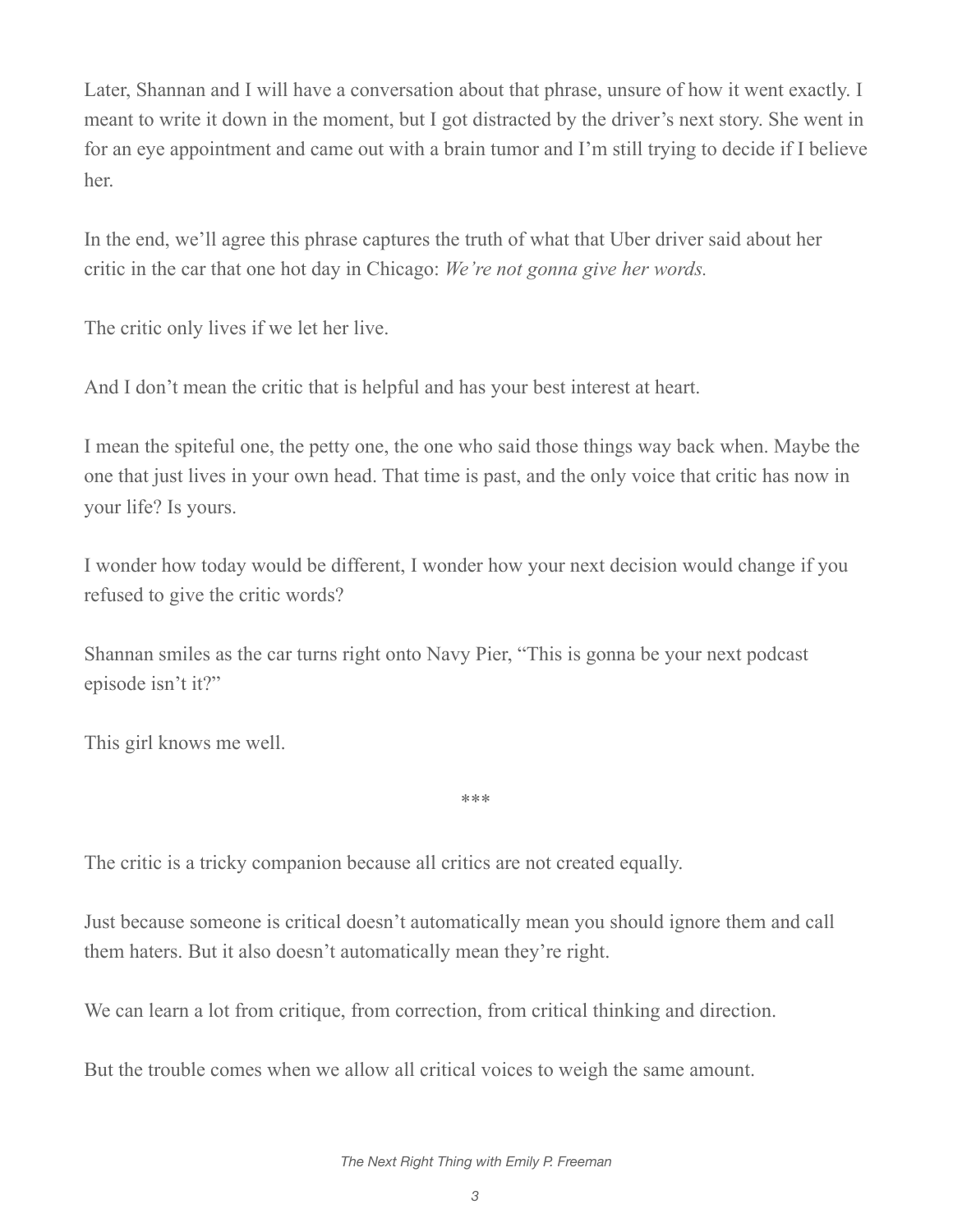Later, Shannan and I will have a conversation about that phrase, unsure of how it went exactly. I meant to write it down in the moment, but I got distracted by the driver's next story. She went in for an eye appointment and came out with a brain tumor and I'm still trying to decide if I believe her.

In the end, we'll agree this phrase captures the truth of what that Uber driver said about her critic in the car that one hot day in Chicago: *We're not gonna give her words.*

The critic only lives if we let her live.

And I don't mean the critic that is helpful and has your best interest at heart.

I mean the spiteful one, the petty one, the one who said those things way back when. Maybe the one that just lives in your own head. That time is past, and the only voice that critic has now in your life? Is yours.

I wonder how today would be different, I wonder how your next decision would change if you refused to give the critic words?

Shannan smiles as the car turns right onto Navy Pier, "This is gonna be your next podcast episode isn't it?"

This girl knows me well.

***

The critic is a tricky companion because all critics are not created equally.

Just because someone is critical doesn't automatically mean you should ignore them and call them haters. But it also doesn't automatically mean they're right.

We can learn a lot from critique, from correction, from critical thinking and direction.

But the trouble comes when we allow all critical voices to weigh the same amount.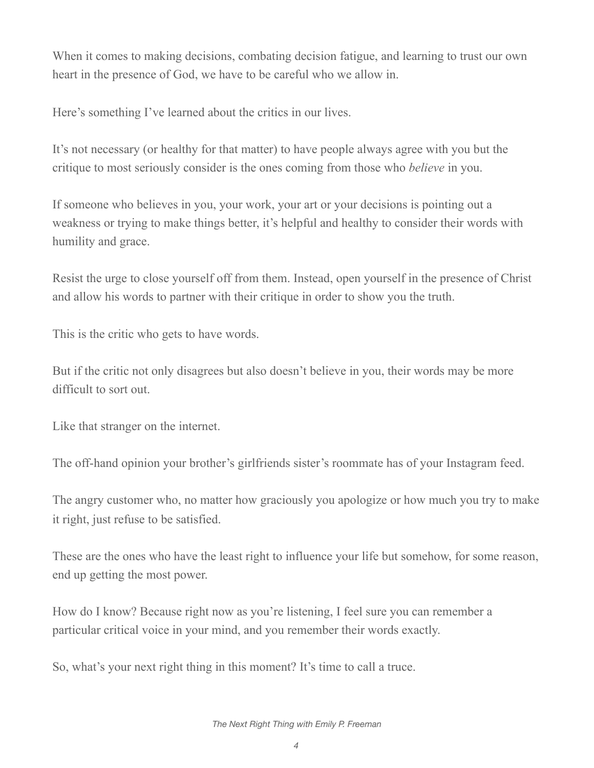When it comes to making decisions, combating decision fatigue, and learning to trust our own heart in the presence of God, we have to be careful who we allow in.

Here's something I've learned about the critics in our lives.

It's not necessary (or healthy for that matter) to have people always agree with you but the critique to most seriously consider is the ones coming from those who *believe* in you.

If someone who believes in you, your work, your art or your decisions is pointing out a weakness or trying to make things better, it's helpful and healthy to consider their words with humility and grace.

Resist the urge to close yourself off from them. Instead, open yourself in the presence of Christ and allow his words to partner with their critique in order to show you the truth.

This is the critic who gets to have words.

But if the critic not only disagrees but also doesn't believe in you, their words may be more difficult to sort out.

Like that stranger on the internet.

The off-hand opinion your brother's girlfriends sister's roommate has of your Instagram feed.

The angry customer who, no matter how graciously you apologize or how much you try to make it right, just refuse to be satisfied.

These are the ones who have the least right to influence your life but somehow, for some reason, end up getting the most power.

How do I know? Because right now as you're listening, I feel sure you can remember a particular critical voice in your mind, and you remember their words exactly.

So, what's your next right thing in this moment? It's time to call a truce.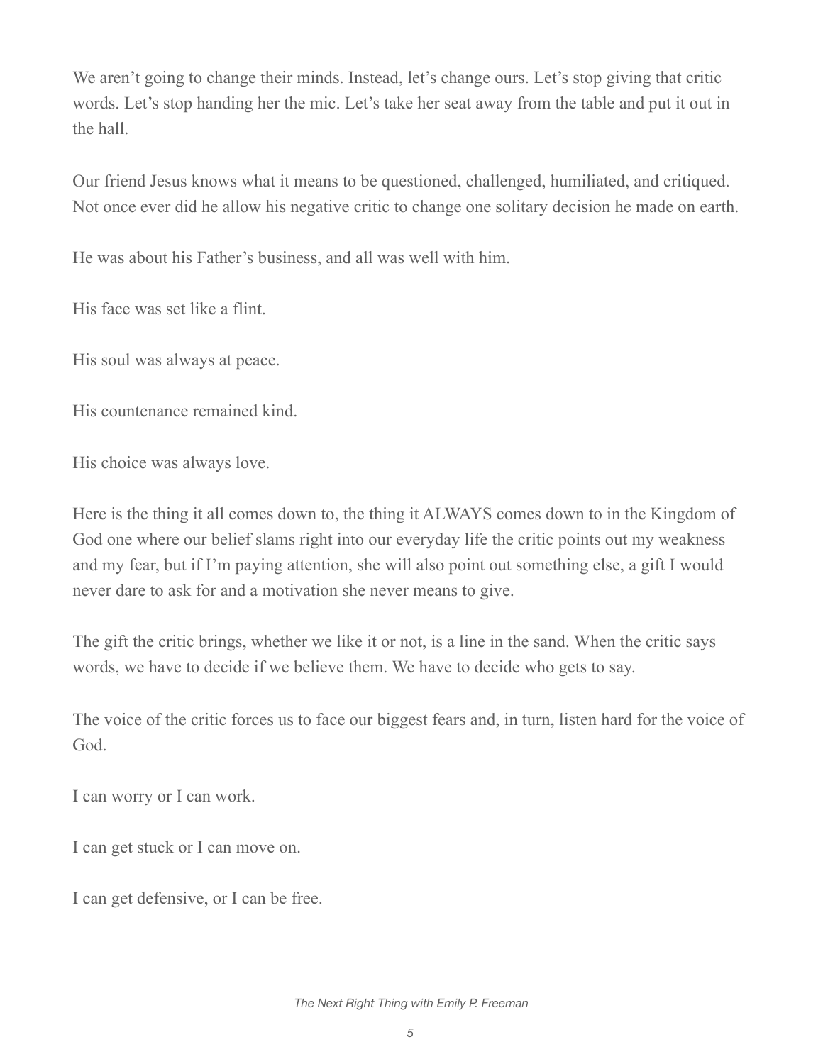We aren't going to change their minds. Instead, let's change ours. Let's stop giving that critic words. Let's stop handing her the mic. Let's take her seat away from the table and put it out in the hall.

Our friend Jesus knows what it means to be questioned, challenged, humiliated, and critiqued. Not once ever did he allow his negative critic to change one solitary decision he made on earth.

He was about his Father's business, and all was well with him.

His face was set like a flint.

His soul was always at peace.

His countenance remained kind.

His choice was always love.

Here is the thing it all comes down to, the thing it ALWAYS comes down to in the Kingdom of God one where our belief slams right into our everyday life the critic points out my weakness and my fear, but if I'm paying attention, she will also point out something else, a gift I would never dare to ask for and a motivation she never means to give.

The gift the critic brings, whether we like it or not, is a line in the sand. When the critic says words, we have to decide if we believe them. We have to decide who gets to say.

The voice of the critic forces us to face our biggest fears and, in turn, listen hard for the voice of God.

I can worry or I can work.

I can get stuck or I can move on.

I can get defensive, or I can be free.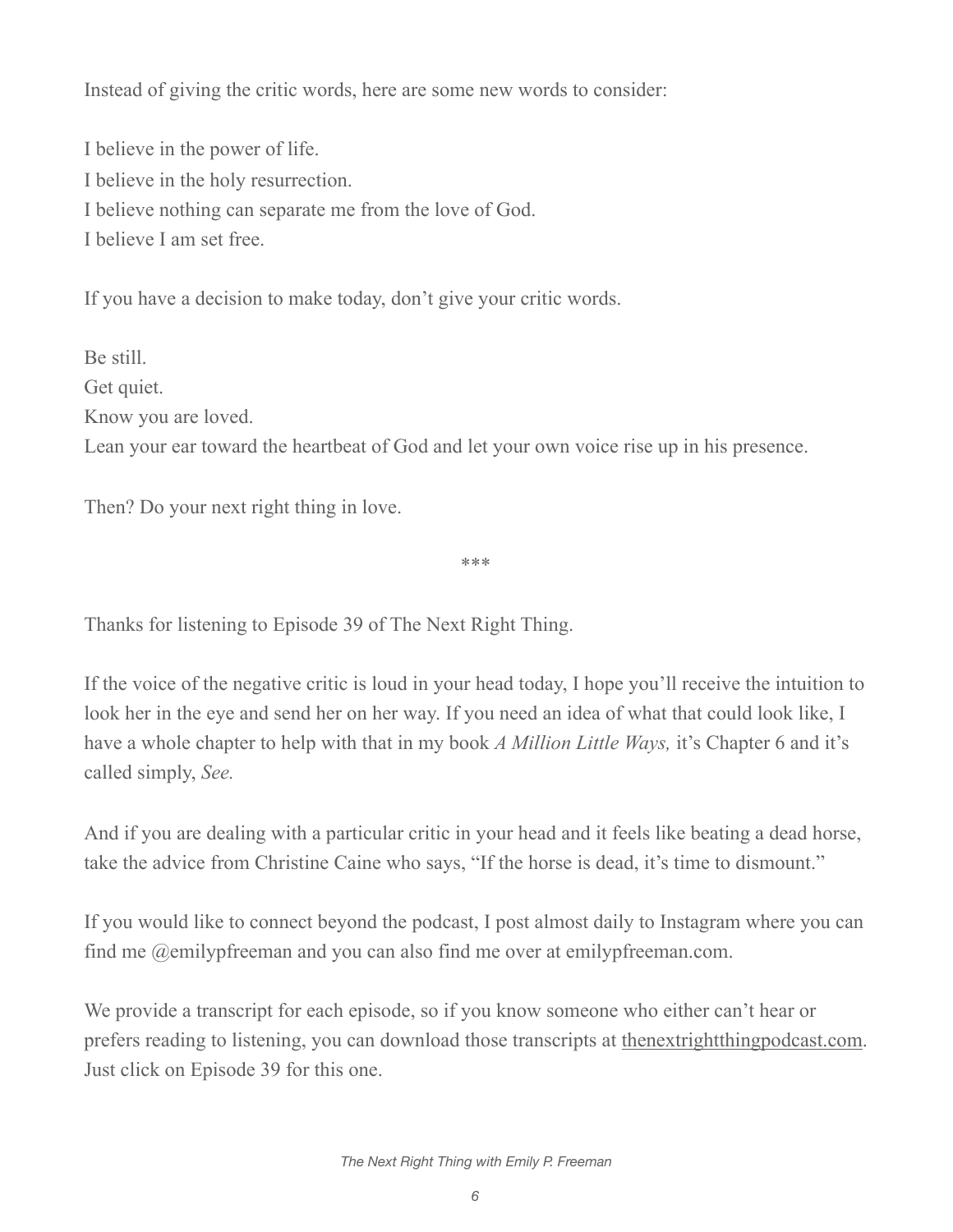Instead of giving the critic words, here are some new words to consider:

I believe in the power of life.
I believe in the holy resurrection.
I believe nothing can separate me from the love of God.
I believe I am set free.

If you have a decision to make today, don't give your critic words.

Be still.
Get quiet.
Know you are loved.
Lean your ear toward the heartbeat of God and let your own voice rise up in his presence.

Then? Do your next right thing in love.

***

Thanks for listening to Episode 39 of The Next Right Thing.

If the voice of the negative critic is loud in your head today, I hope you'll receive the intuition to look her in the eye and send her on her way. If you need an idea of what that could look like, I have a whole chapter to help with that in my book *A Million Little Ways,* it's Chapter 6 and it's called simply, *See.*

And if you are dealing with a particular critic in your head and it feels like beating a dead horse, take the advice from Christine Caine who says, "If the horse is dead, it's time to dismount."

If you would like to connect beyond the podcast, I post almost daily to Instagram where you can find me @emilypfreeman and you can also find me over at emilypfreeman.com.

We provide a transcript for each episode, so if you know someone who either can't hear or prefers reading to listening, you can download those transcripts at thenextrightthingpodcast.com. Just click on Episode 39 for this one.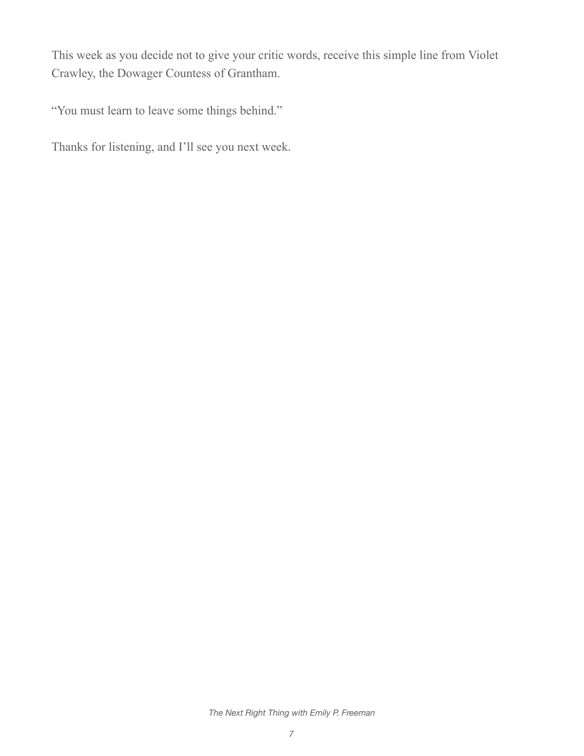This week as you decide not to give your critic words, receive this simple line from Violet Crawley, the Dowager Countess of Grantham.

"You must learn to leave some things behind."

Thanks for listening, and I'll see you next week.